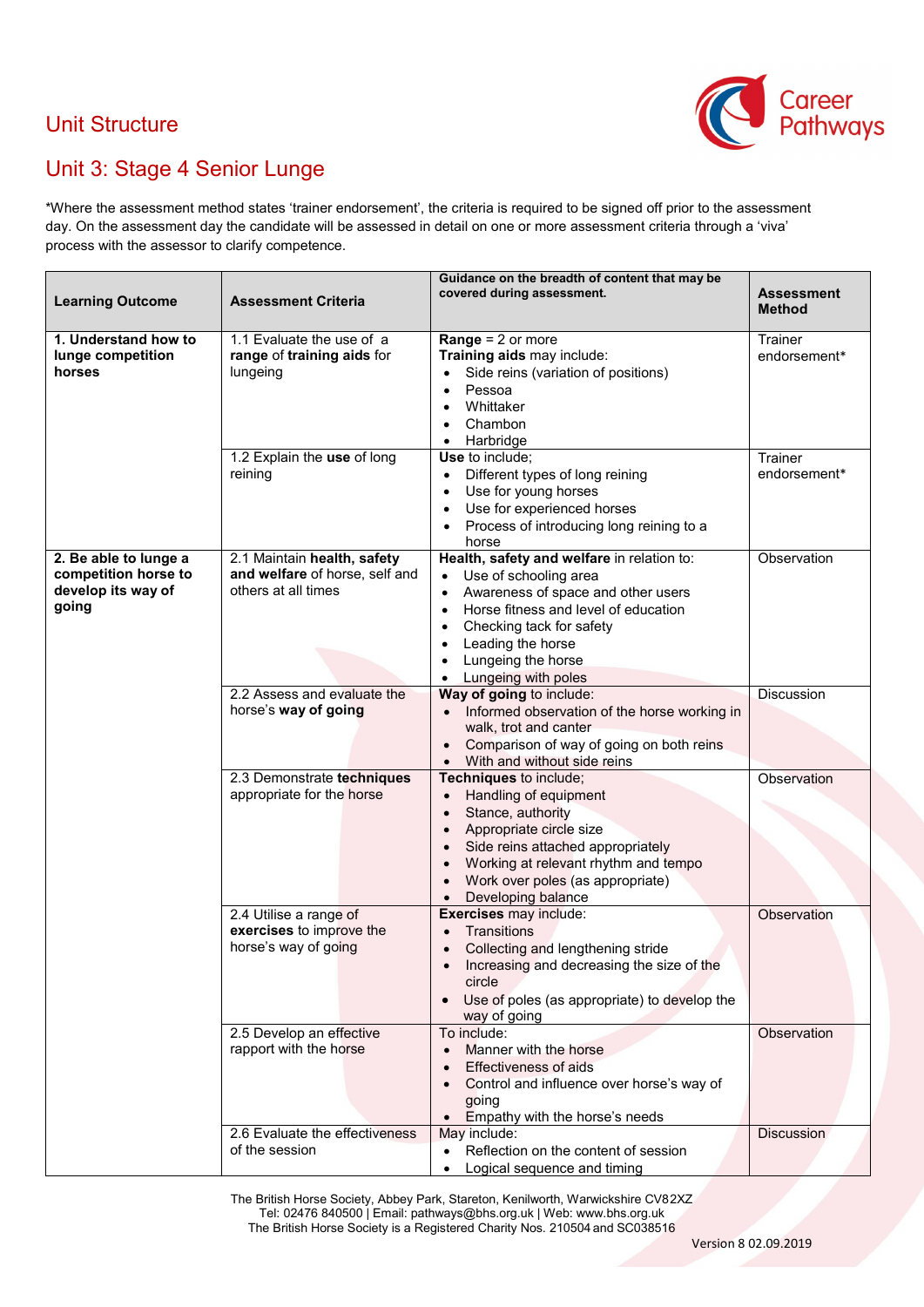# Unit Structure

## Unit 3: Stage 4 Senior Lunge

*Where the assessment method states 'trainer endorsement', the criteria is required to be signed off prior to the assessment day. On the assessment day the candidate will be assessed in detail on one or more assessment criteria through a 'viva' process with the assessor to clarify competence.

| Learning Outcome | Assessment Criteria | Guidance on the breadth of content that may be covered during assessment. | Assessment Method |
|---|---|---|---|
| **1. Understand how to lunge competition horses** | 1.1 Evaluate the use of a **range** of **training aids** for lungeing | **Range** = 2 or more<br>**Training aids** may include:<br>• Side reins (variation of positions)<br>• Pessoa<br>• Whittaker<br>• Chambon<br>• Harbridge | Trainer endorsement* |
| | 1.2 Explain the **use** of long reining | **Use** to include;<br>• Different types of long reining<br>• Use for young horses<br>• Use for experienced horses<br>• Process of introducing long reining to a horse | Trainer endorsement* |
| **2. Be able to lunge a competition horse to develop its way of going** | 2.1 Maintain **health, safety and welfare** of horse, self and others at all times | **Health, safety and welfare** in relation to:<br>• Use of schooling area<br>• Awareness of space and other users<br>• Horse fitness and level of education<br>• Checking tack for safety<br>• Leading the horse<br>• Lungeing the horse<br>• Lungeing with poles | Observation |
| | 2.2 Assess and evaluate the horse's **way of going** | **Way of going** to include:<br>• Informed observation of the horse working in walk, trot and canter<br>• Comparison of way of going on both reins<br>• With and without side reins | Discussion |
| | 2.3 Demonstrate **techniques** appropriate for the horse | **Techniques** to include;<br>• Handling of equipment<br>• Stance, authority<br>• Appropriate circle size<br>• Side reins attached appropriately<br>• Working at relevant rhythm and tempo<br>• Work over poles (as appropriate)<br>• Developing balance | Observation |
| | 2.4 Utilise a range of **exercises** to improve the horse's way of going | **Exercises** may include:<br>• Transitions<br>• Collecting and lengthening stride<br>• Increasing and decreasing the size of the circle<br>• Use of poles (as appropriate) to develop the way of going | Observation |
| | 2.5 Develop an effective rapport with the horse | To include:<br>• Manner with the horse<br>• Effectiveness of aids<br>• Control and influence over horse's way of going<br>• Empathy with the horse's needs | Observation |
| | 2.6 Evaluate the effectiveness of the session | May include:<br>• Reflection on the content of session<br>• Logical sequence and timing | Discussion |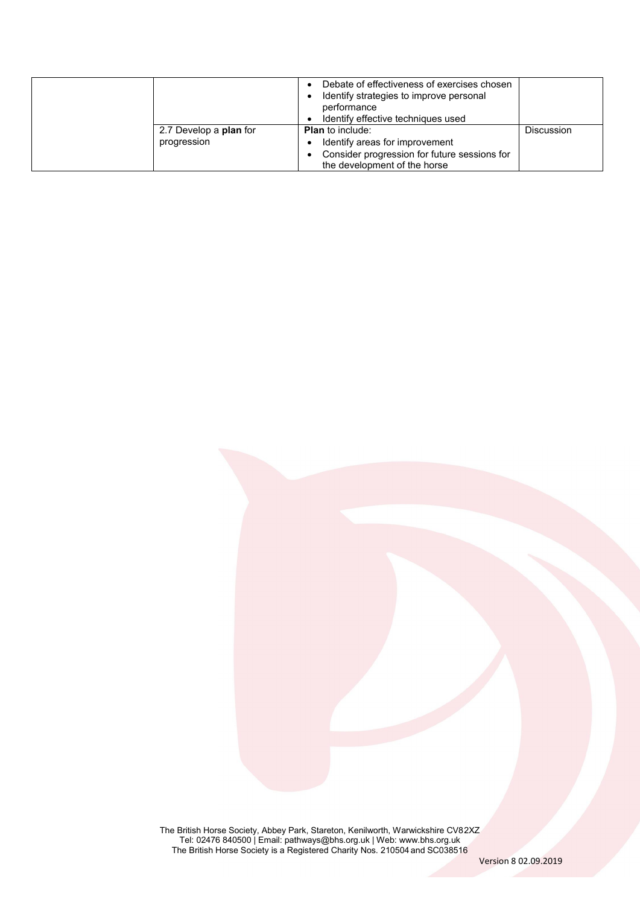| | | | |
|---|---|---|---|
| | | • Debate of effectiveness of exercises chosen<br>• Identify strategies to improve personal performance<br>• Identify effective techniques used | |
| | 2.7 Develop a **plan** for progression | **Plan** to include:<br>• Identify areas for improvement<br>• Consider progression for future sessions for the development of the horse | Discussion |

The British Horse Society, Abbey Park, Stareton, Kenilworth, Warwickshire CV82XZ
Tel: 02476 840500 | Email: pathways@bhs.org.uk | Web: www.bhs.org.uk
The British Horse Society is a Registered Charity Nos. 210504 and SC038516

Version 8 02.09.2019